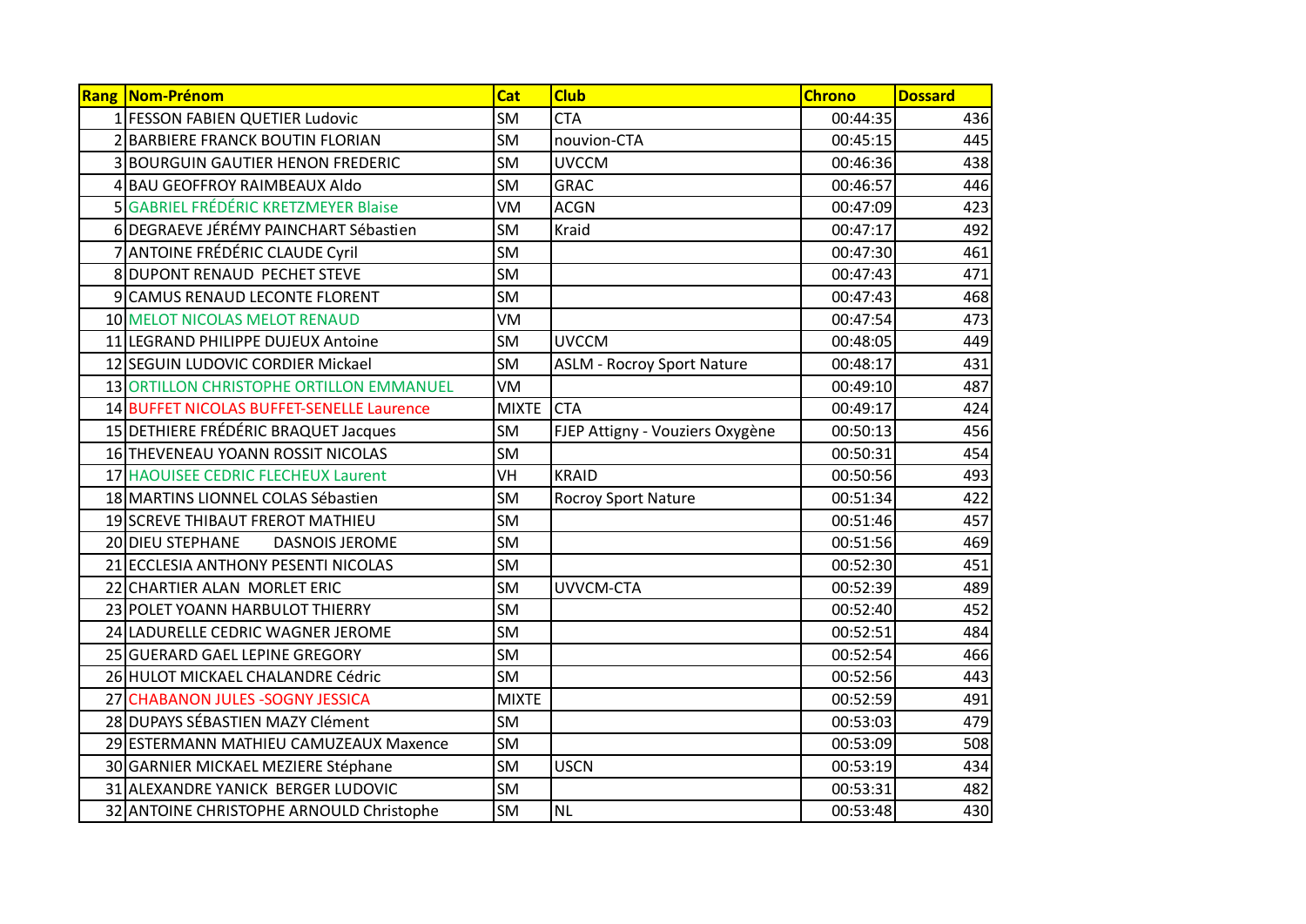| Rang | Nom-Prénom | Cat | Club | Chrono | Dossard |
|---|---|---|---|---|---|
| 1 | FESSON FABIEN QUETIER Ludovic | SM | CTA | 00:44:35 | 436 |
| 2 | BARBIERE FRANCK BOUTIN FLORIAN | SM | nouvion-CTA | 00:45:15 | 445 |
| 3 | BOURGUIN GAUTIER HENON FREDERIC | SM | UVCCM | 00:46:36 | 438 |
| 4 | BAU GEOFFROY RAIMBEAUX Aldo | SM | GRAC | 00:46:57 | 446 |
| 5 | GABRIEL FRÉDÉRIC KRETZMEYER Blaise | VM | ACGN | 00:47:09 | 423 |
| 6 | DEGRAEVE JÉRÉMY PAINCHART Sébastien | SM | Kraid | 00:47:17 | 492 |
| 7 | ANTOINE FRÉDÉRIC CLAUDE Cyril | SM | | 00:47:30 | 461 |
| 8 | DUPONT RENAUD PECHET STEVE | SM | | 00:47:43 | 471 |
| 9 | CAMUS RENAUD LECONTE FLORENT | SM | | 00:47:43 | 468 |
| 10 | MELOT NICOLAS MELOT RENAUD | VM | | 00:47:54 | 473 |
| 11 | LEGRAND PHILIPPE DUJEUX Antoine | SM | UVCCM | 00:48:05 | 449 |
| 12 | SEGUIN LUDOVIC CORDIER Mickael | SM | ASLM - Rocroy Sport Nature | 00:48:17 | 431 |
| 13 | ORTILLON CHRISTOPHE ORTILLON EMMANUEL | VM | | 00:49:10 | 487 |
| 14 | BUFFET NICOLAS BUFFET-SENELLE Laurence | MIXTE | CTA | 00:49:17 | 424 |
| 15 | DETHIERE FRÉDÉRIC BRAQUET Jacques | SM | FJEP Attigny - Vouziers Oxygène | 00:50:13 | 456 |
| 16 | THEVENEAU YOANN ROSSIT NICOLAS | SM | | 00:50:31 | 454 |
| 17 | HAOUISEE CEDRIC FLECHEUX Laurent | VH | KRAID | 00:50:56 | 493 |
| 18 | MARTINS LIONNEL COLAS Sébastien | SM | Rocroy Sport Nature | 00:51:34 | 422 |
| 19 | SCREVE THIBAUT FREROT MATHIEU | SM | | 00:51:46 | 457 |
| 20 | DIEU STEPHANE DASNOIS JEROME | SM | | 00:51:56 | 469 |
| 21 | ECCLESIA ANTHONY PESENTI NICOLAS | SM | | 00:52:30 | 451 |
| 22 | CHARTIER ALAN MORLET ERIC | SM | UVVCM-CTA | 00:52:39 | 489 |
| 23 | POLET YOANN HARBULOT THIERRY | SM | | 00:52:40 | 452 |
| 24 | LADURELLE CEDRIC WAGNER JEROME | SM | | 00:52:51 | 484 |
| 25 | GUERARD GAEL LEPINE GREGORY | SM | | 00:52:54 | 466 |
| 26 | HULOT MICKAEL CHALANDRE Cédric | SM | | 00:52:56 | 443 |
| 27 | CHABANON JULES -SOGNY JESSICA | MIXTE | | 00:52:59 | 491 |
| 28 | DUPAYS SÉBASTIEN MAZY Clément | SM | | 00:53:03 | 479 |
| 29 | ESTERMANN MATHIEU CAMUZEAUX Maxence | SM | | 00:53:09 | 508 |
| 30 | GARNIER MICKAEL MEZIERE Stéphane | SM | USCN | 00:53:19 | 434 |
| 31 | ALEXANDRE YANICK BERGER LUDOVIC | SM | | 00:53:31 | 482 |
| 32 | ANTOINE CHRISTOPHE ARNOULD Christophe | SM | NL | 00:53:48 | 430 |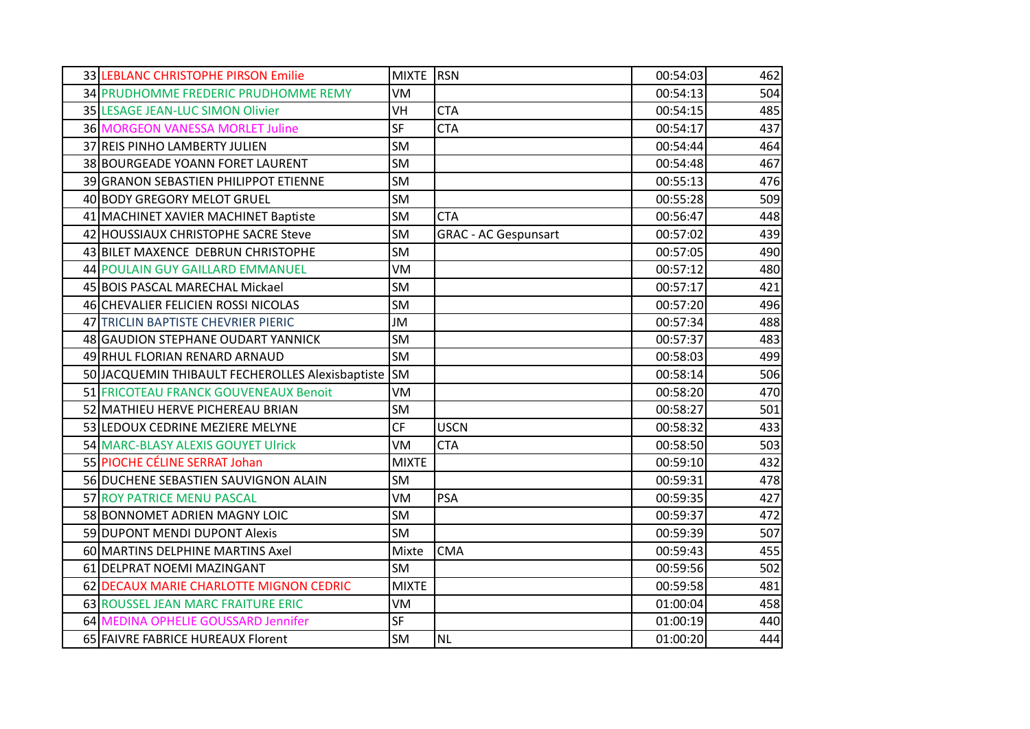| | | | | | |
|---|---|---|---|---|---|
| 33 | LEBLANC CHRISTOPHE PIRSON Emilie | MIXTE | RSN | 00:54:03 | 462 |
| 34 | PRUDHOMME FREDERIC PRUDHOMME REMY | VM | | 00:54:13 | 504 |
| 35 | LESAGE JEAN-LUC SIMON Olivier | VH | CTA | 00:54:15 | 485 |
| 36 | MORGEON VANESSA MORLET Juline | SF | CTA | 00:54:17 | 437 |
| 37 | REIS PINHO LAMBERTY JULIEN | SM | | 00:54:44 | 464 |
| 38 | BOURGEADE YOANN FORET LAURENT | SM | | 00:54:48 | 467 |
| 39 | GRANON SEBASTIEN PHILIPPOT ETIENNE | SM | | 00:55:13 | 476 |
| 40 | BODY GREGORY MELOT GRUEL | SM | | 00:55:28 | 509 |
| 41 | MACHINET XAVIER MACHINET Baptiste | SM | CTA | 00:56:47 | 448 |
| 42 | HOUSSIAUX CHRISTOPHE SACRE Steve | SM | GRAC - AC Gespunsart | 00:57:02 | 439 |
| 43 | BILET MAXENCE DEBRUN CHRISTOPHE | SM | | 00:57:05 | 490 |
| 44 | POULAIN GUY GAILLARD EMMANUEL | VM | | 00:57:12 | 480 |
| 45 | BOIS PASCAL MARECHAL Mickael | SM | | 00:57:17 | 421 |
| 46 | CHEVALIER FELICIEN ROSSI NICOLAS | SM | | 00:57:20 | 496 |
| 47 | TRICLIN BAPTISTE CHEVRIER PIERIC | JM | | 00:57:34 | 488 |
| 48 | GAUDION STEPHANE OUDART YANNICK | SM | | 00:57:37 | 483 |
| 49 | RHUL FLORIAN RENARD ARNAUD | SM | | 00:58:03 | 499 |
| 50 | JACQUEMIN THIBAULT FECHEROLLES Alexisbaptiste | SM | | 00:58:14 | 506 |
| 51 | FRICOTEAU FRANCK GOUVENEAUX Benoit | VM | | 00:58:20 | 470 |
| 52 | MATHIEU HERVE PICHEREAU BRIAN | SM | | 00:58:27 | 501 |
| 53 | LEDOUX CEDRINE MEZIERE MELYNE | CF | USCN | 00:58:32 | 433 |
| 54 | MARC-BLASY ALEXIS GOUYET Ulrick | VM | CTA | 00:58:50 | 503 |
| 55 | PIOCHE CÉLINE SERRAT Johan | MIXTE | | 00:59:10 | 432 |
| 56 | DUCHENE SEBASTIEN SAUVIGNON ALAIN | SM | | 00:59:31 | 478 |
| 57 | ROY PATRICE MENU PASCAL | VM | PSA | 00:59:35 | 427 |
| 58 | BONNOMET ADRIEN MAGNY LOIC | SM | | 00:59:37 | 472 |
| 59 | DUPONT MENDI DUPONT Alexis | SM | | 00:59:39 | 507 |
| 60 | MARTINS DELPHINE MARTINS Axel | Mixte | CMA | 00:59:43 | 455 |
| 61 | DELPRAT NOEMI MAZINGANT | SM | | 00:59:56 | 502 |
| 62 | DECAUX MARIE CHARLOTTE MIGNON CEDRIC | MIXTE | | 00:59:58 | 481 |
| 63 | ROUSSEL JEAN MARC FRAITURE ERIC | VM | | 01:00:04 | 458 |
| 64 | MEDINA OPHELIE GOUSSARD Jennifer | SF | | 01:00:19 | 440 |
| 65 | FAIVRE FABRICE HUREAUX Florent | SM | NL | 01:00:20 | 444 |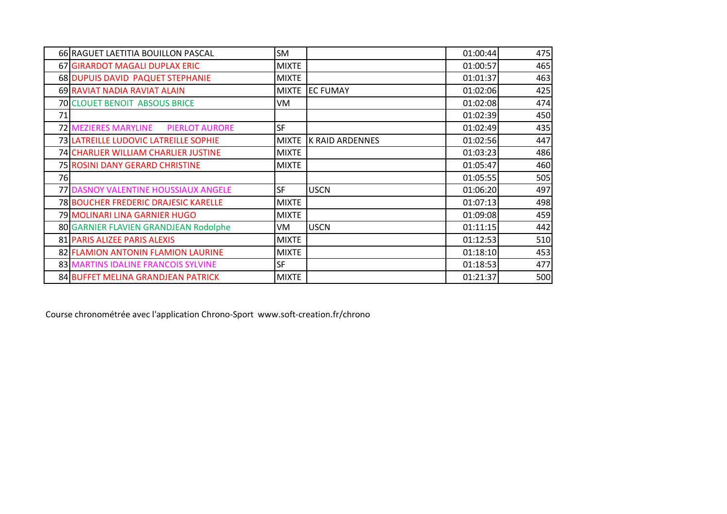| | | | | | |
|---|---|---|---|---|---|
| 66 | RAGUET LAETITIA BOUILLON PASCAL | SM | | 01:00:44 | 475 |
| 67 | GIRARDOT MAGALI DUPLAX ERIC | MIXTE | | 01:00:57 | 465 |
| 68 | DUPUIS DAVID PAQUET STEPHANIE | MIXTE | | 01:01:37 | 463 |
| 69 | RAVIAT NADIA RAVIAT ALAIN | MIXTE | EC FUMAY | 01:02:06 | 425 |
| 70 | CLOUET BENOIT ABSOUS BRICE | VM | | 01:02:08 | 474 |
| 71 | | | | 01:02:39 | 450 |
| 72 | MEZIERES MARYLINE PIERLOT AURORE | SF | | 01:02:49 | 435 |
| 73 | LATREILLE LUDOVIC LATREILLE SOPHIE | MIXTE | K RAID ARDENNES | 01:02:56 | 447 |
| 74 | CHARLIER WILLIAM CHARLIER JUSTINE | MIXTE | | 01:03:23 | 486 |
| 75 | ROSINI DANY GERARD CHRISTINE | MIXTE | | 01:05:47 | 460 |
| 76 | | | | 01:05:55 | 505 |
| 77 | DASNOY VALENTINE HOUSSIAUX ANGELE | SF | USCN | 01:06:20 | 497 |
| 78 | BOUCHER FREDERIC DRAJESIC KARELLE | MIXTE | | 01:07:13 | 498 |
| 79 | MOLINARI LINA GARNIER HUGO | MIXTE | | 01:09:08 | 459 |
| 80 | GARNIER FLAVIEN GRANDJEAN Rodolphe | VM | USCN | 01:11:15 | 442 |
| 81 | PARIS ALIZEE PARIS ALEXIS | MIXTE | | 01:12:53 | 510 |
| 82 | FLAMION ANTONIN FLAMION LAURINE | MIXTE | | 01:18:10 | 453 |
| 83 | MARTINS IDALINE FRANCOIS SYLVINE | SF | | 01:18:53 | 477 |
| 84 | BUFFET MELINA GRANDJEAN PATRICK | MIXTE | | 01:21:37 | 500 |

Course chronométrée avec l'application Chrono-Sport www.soft-creation.fr/chrono